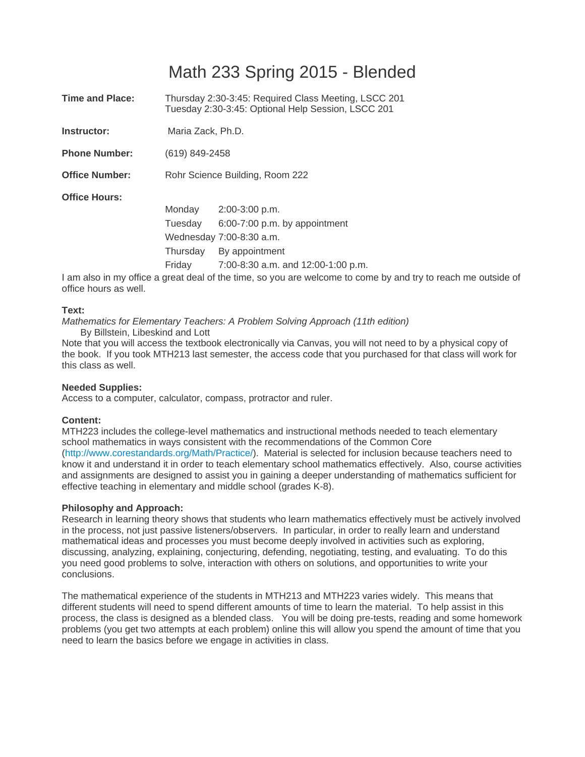# Math 233 Spring 2015 - Blended

**Time and Place:** Thursday 2:30-3:45: Required Class Meeting, LSCC 201
Tuesday 2:30-3:45: Optional Help Session, LSCC 201

**Instructor:** Maria Zack, Ph.D.

**Phone Number:** (619) 849-2458

**Office Number:** Rohr Science Building, Room 222

**Office Hours:**

| | |
|---|---|
| Monday | 2:00-3:00 p.m. |
| Tuesday | 6:00-7:00 p.m. by appointment |
| Wednesday | 7:00-8:30 a.m. |
| Thursday | By appointment |
| Friday | 7:00-8:30 a.m. and 12:00-1:00 p.m. |

I am also in my office a great deal of the time, so you are welcome to come by and try to reach me outside of office hours as well.

**Text:**
*Mathematics for Elementary Teachers: A Problem Solving Approach (11th edition)*
By Billstein, Libeskind and Lott
Note that you will access the textbook electronically via Canvas, you will not need to by a physical copy of the book. If you took MTH213 last semester, the access code that you purchased for that class will work for this class as well.

**Needed Supplies:**
Access to a computer, calculator, compass, protractor and ruler.

**Content:**
MTH223 includes the college-level mathematics and instructional methods needed to teach elementary school mathematics in ways consistent with the recommendations of the Common Core (http://www.corestandards.org/Math/Practice/). Material is selected for inclusion because teachers need to know it and understand it in order to teach elementary school mathematics effectively. Also, course activities and assignments are designed to assist you in gaining a deeper understanding of mathematics sufficient for effective teaching in elementary and middle school (grades K-8).

**Philosophy and Approach:**
Research in learning theory shows that students who learn mathematics effectively must be actively involved in the process, not just passive listeners/observers. In particular, in order to really learn and understand mathematical ideas and processes you must become deeply involved in activities such as exploring, discussing, analyzing, explaining, conjecturing, defending, negotiating, testing, and evaluating. To do this you need good problems to solve, interaction with others on solutions, and opportunities to write your conclusions.

The mathematical experience of the students in MTH213 and MTH223 varies widely. This means that different students will need to spend different amounts of time to learn the material. To help assist in this process, the class is designed as a blended class. You will be doing pre-tests, reading and some homework problems (you get two attempts at each problem) online this will allow you spend the amount of time that you need to learn the basics before we engage in activities in class.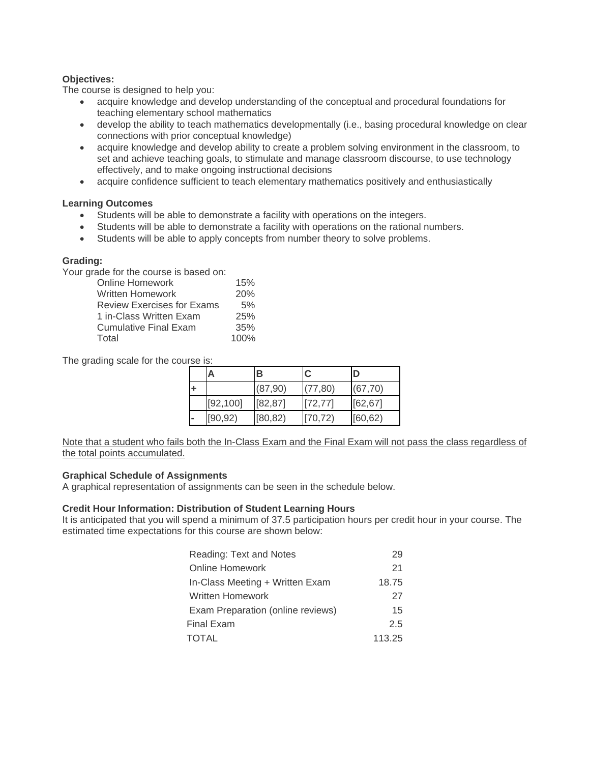**Objectives:**
The course is designed to help you:

- acquire knowledge and develop understanding of the conceptual and procedural foundations for teaching elementary school mathematics
- develop the ability to teach mathematics developmentally (i.e., basing procedural knowledge on clear connections with prior conceptual knowledge)
- acquire knowledge and develop ability to create a problem solving environment in the classroom, to set and achieve teaching goals, to stimulate and manage classroom discourse, to use technology effectively, and to make ongoing instructional decisions
- acquire confidence sufficient to teach elementary mathematics positively and enthusiastically

**Learning Outcomes**

- Students will be able to demonstrate a facility with operations on the integers.
- Students will be able to demonstrate a facility with operations on the rational numbers.
- Students will be able to apply concepts from number theory to solve problems.

**Grading:**
Your grade for the course is based on:

| | |
|---|---|
| Online Homework | 15% |
| Written Homework | 20% |
| Review Exercises for Exams | 5% |
| 1 in-Class Written Exam | 25% |
| Cumulative Final Exam | 35% |
| Total | 100% |

The grading scale for the course is:

| | A | B | C | D |
|---|---|---|---|---|
| + | | (87,90) | (77,80) | (67,70) |
| | [92,100] | [82,87] | [72,77] | [62,67] |
| - | [90,92) | [80,82) | [70,72) | [60,62) |

<u>Note that a student who fails both the In-Class Exam and the Final Exam will not pass the class regardless of the total points accumulated.</u>

**Graphical Schedule of Assignments**
A graphical representation of assignments can be seen in the schedule below.

**Credit Hour Information: Distribution of Student Learning Hours**
It is anticipated that you will spend a minimum of 37.5 participation hours per credit hour in your course. The estimated time expectations for this course are shown below:

| | |
|---|---|
| Reading: Text and Notes | 29 |
| Online Homework | 21 |
| In-Class Meeting + Written Exam | 18.75 |
| Written Homework | 27 |
| Exam Preparation (online reviews) | 15 |
| Final Exam | 2.5 |
| TOTAL | 113.25 |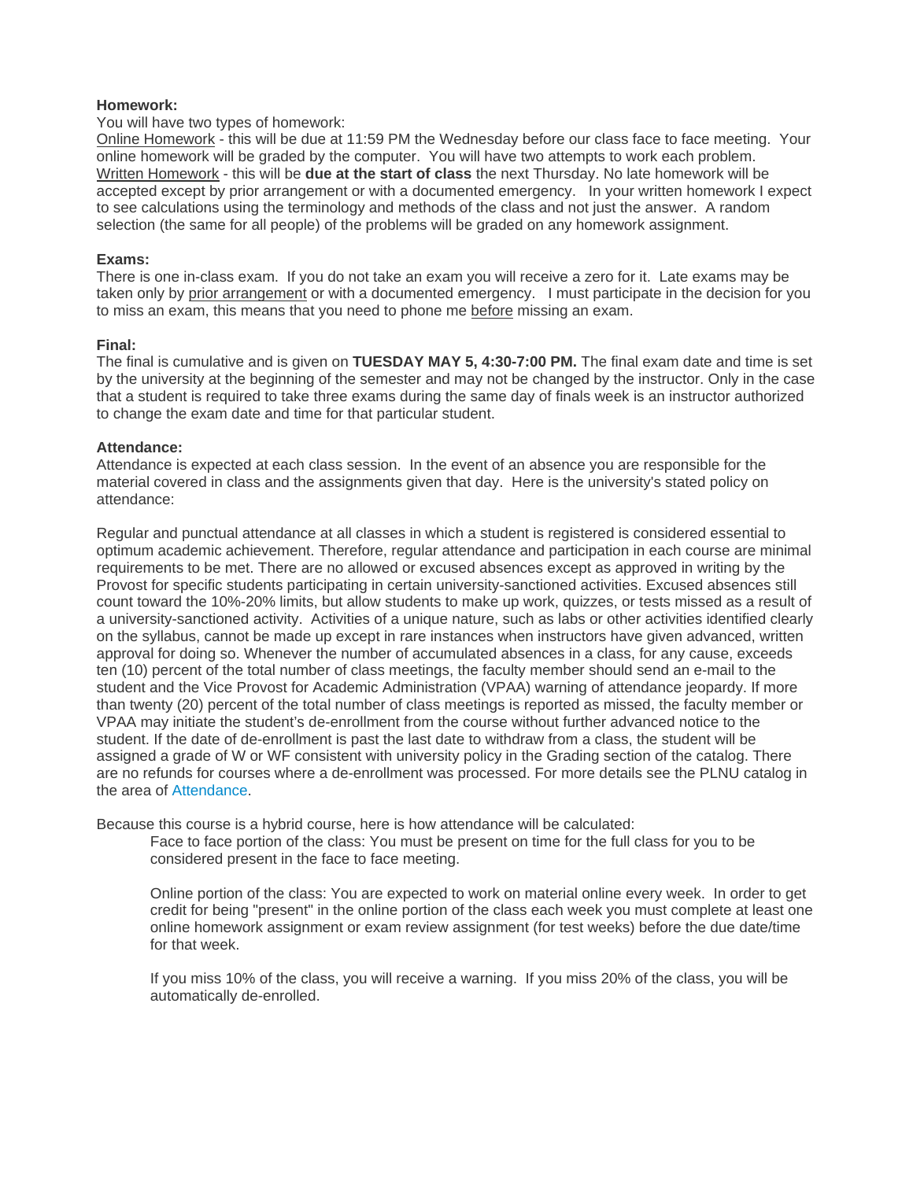**Homework:**

You will have two types of homework:

Online Homework - this will be due at 11:59 PM the Wednesday before our class face to face meeting. Your online homework will be graded by the computer. You will have two attempts to work each problem.

Written Homework - this will be **due at the start of class** the next Thursday. No late homework will be accepted except by prior arrangement or with a documented emergency. In your written homework I expect to see calculations using the terminology and methods of the class and not just the answer. A random selection (the same for all people) of the problems will be graded on any homework assignment.

**Exams:**

There is one in-class exam. If you do not take an exam you will receive a zero for it. Late exams may be taken only by prior arrangement or with a documented emergency. I must participate in the decision for you to miss an exam, this means that you need to phone me before missing an exam.

**Final:**

The final is cumulative and is given on **TUESDAY MAY 5, 4:30-7:00 PM.** The final exam date and time is set by the university at the beginning of the semester and may not be changed by the instructor. Only in the case that a student is required to take three exams during the same day of finals week is an instructor authorized to change the exam date and time for that particular student.

**Attendance:**

Attendance is expected at each class session. In the event of an absence you are responsible for the material covered in class and the assignments given that day. Here is the university's stated policy on attendance:

Regular and punctual attendance at all classes in which a student is registered is considered essential to optimum academic achievement. Therefore, regular attendance and participation in each course are minimal requirements to be met. There are no allowed or excused absences except as approved in writing by the Provost for specific students participating in certain university-sanctioned activities. Excused absences still count toward the 10%-20% limits, but allow students to make up work, quizzes, or tests missed as a result of a university-sanctioned activity. Activities of a unique nature, such as labs or other activities identified clearly on the syllabus, cannot be made up except in rare instances when instructors have given advanced, written approval for doing so. Whenever the number of accumulated absences in a class, for any cause, exceeds ten (10) percent of the total number of class meetings, the faculty member should send an e-mail to the student and the Vice Provost for Academic Administration (VPAA) warning of attendance jeopardy. If more than twenty (20) percent of the total number of class meetings is reported as missed, the faculty member or VPAA may initiate the student's de-enrollment from the course without further advanced notice to the student. If the date of de-enrollment is past the last date to withdraw from a class, the student will be assigned a grade of W or WF consistent with university policy in the Grading section of the catalog. There are no refunds for courses where a de-enrollment was processed. For more details see the PLNU catalog in the area of Attendance.

Because this course is a hybrid course, here is how attendance will be calculated:

> Face to face portion of the class: You must be present on time for the full class for you to be considered present in the face to face meeting.
>
> Online portion of the class: You are expected to work on material online every week. In order to get credit for being "present" in the online portion of the class each week you must complete at least one online homework assignment or exam review assignment (for test weeks) before the due date/time for that week.
>
> If you miss 10% of the class, you will receive a warning. If you miss 20% of the class, you will be automatically de-enrolled.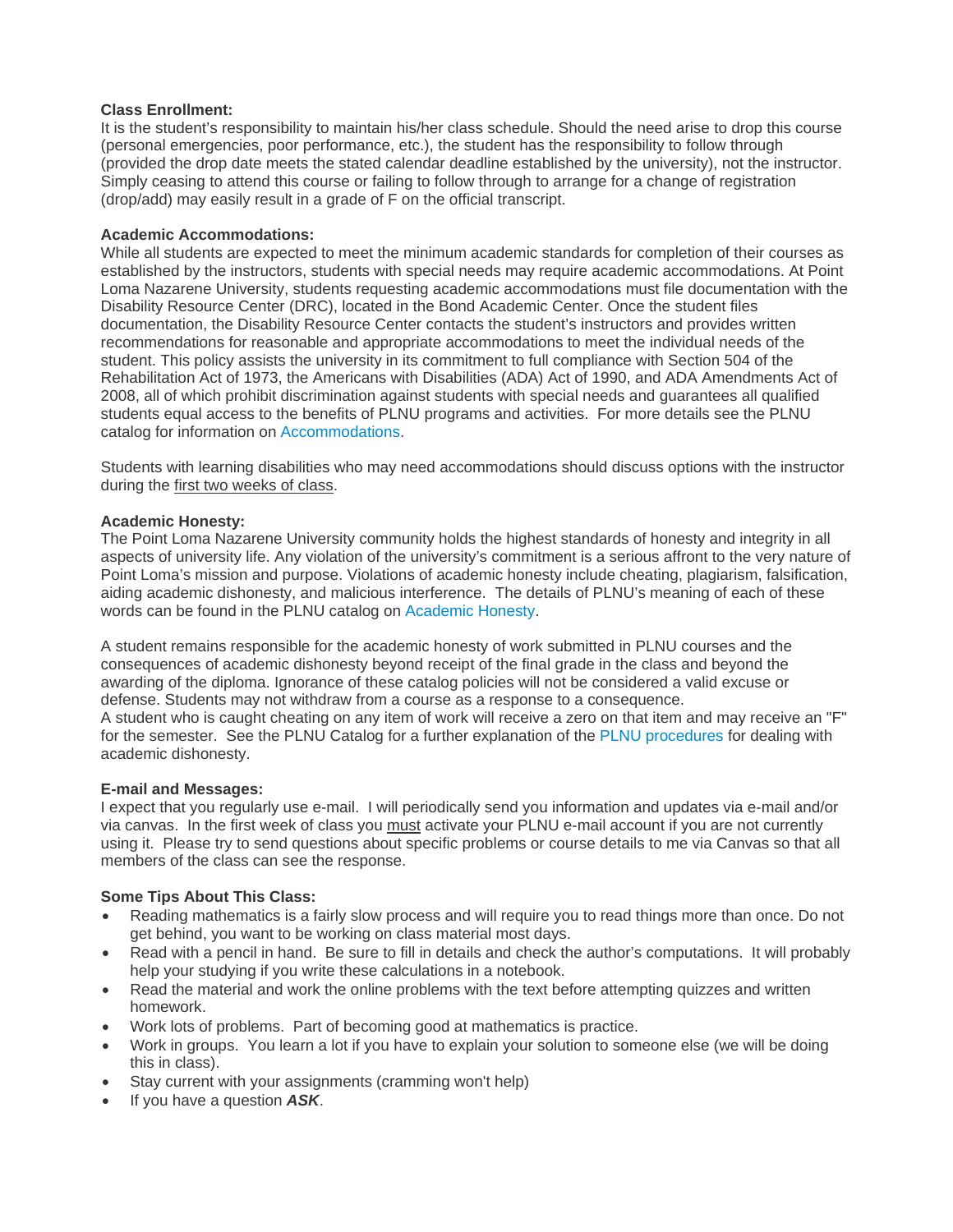**Class Enrollment:**
It is the student's responsibility to maintain his/her class schedule. Should the need arise to drop this course (personal emergencies, poor performance, etc.), the student has the responsibility to follow through (provided the drop date meets the stated calendar deadline established by the university), not the instructor. Simply ceasing to attend this course or failing to follow through to arrange for a change of registration (drop/add) may easily result in a grade of F on the official transcript.

**Academic Accommodations:**
While all students are expected to meet the minimum academic standards for completion of their courses as established by the instructors, students with special needs may require academic accommodations. At Point Loma Nazarene University, students requesting academic accommodations must file documentation with the Disability Resource Center (DRC), located in the Bond Academic Center. Once the student files documentation, the Disability Resource Center contacts the student's instructors and provides written recommendations for reasonable and appropriate accommodations to meet the individual needs of the student. This policy assists the university in its commitment to full compliance with Section 504 of the Rehabilitation Act of 1973, the Americans with Disabilities (ADA) Act of 1990, and ADA Amendments Act of 2008, all of which prohibit discrimination against students with special needs and guarantees all qualified students equal access to the benefits of PLNU programs and activities. For more details see the PLNU catalog for information on Accommodations.

Students with learning disabilities who may need accommodations should discuss options with the instructor during the first two weeks of class.

**Academic Honesty:**
The Point Loma Nazarene University community holds the highest standards of honesty and integrity in all aspects of university life. Any violation of the university's commitment is a serious affront to the very nature of Point Loma's mission and purpose. Violations of academic honesty include cheating, plagiarism, falsification, aiding academic dishonesty, and malicious interference. The details of PLNU's meaning of each of these words can be found in the PLNU catalog on Academic Honesty.

A student remains responsible for the academic honesty of work submitted in PLNU courses and the consequences of academic dishonesty beyond receipt of the final grade in the class and beyond the awarding of the diploma. Ignorance of these catalog policies will not be considered a valid excuse or defense. Students may not withdraw from a course as a response to a consequence.
A student who is caught cheating on any item of work will receive a zero on that item and may receive an "F" for the semester. See the PLNU Catalog for a further explanation of the PLNU procedures for dealing with academic dishonesty.

**E-mail and Messages:**
I expect that you regularly use e-mail. I will periodically send you information and updates via e-mail and/or via canvas. In the first week of class you must activate your PLNU e-mail account if you are not currently using it. Please try to send questions about specific problems or course details to me via Canvas so that all members of the class can see the response.

**Some Tips About This Class:**

- Reading mathematics is a fairly slow process and will require you to read things more than once. Do not get behind, you want to be working on class material most days.
- Read with a pencil in hand. Be sure to fill in details and check the author's computations. It will probably help your studying if you write these calculations in a notebook.
- Read the material and work the online problems with the text before attempting quizzes and written homework.
- Work lots of problems. Part of becoming good at mathematics is practice.
- Work in groups. You learn a lot if you have to explain your solution to someone else (we will be doing this in class).
- Stay current with your assignments (cramming won't help)
- If you have a question ***ASK***.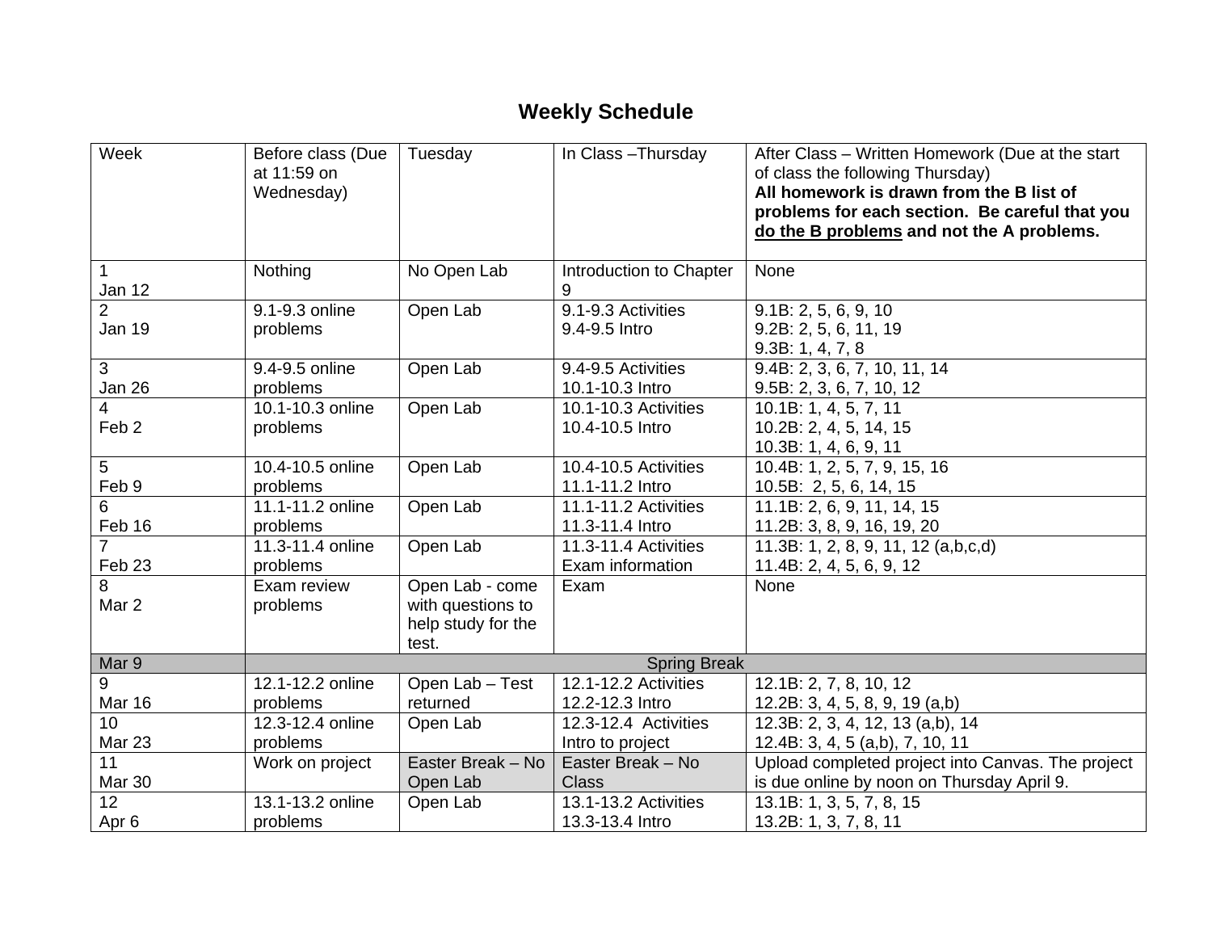# Weekly Schedule

| Week | Before class (Due at 11:59 on Wednesday) | Tuesday | In Class –Thursday | After Class – Written Homework (Due at the start of class the following Thursday) **All homework is drawn from the B list of problems for each section. Be careful that you <u>do the B problems</u> and not the A problems.** |
|---|---|---|---|---|
| 1<br>Jan 12 | Nothing | No Open Lab | Introduction to Chapter 9 | None |
| 2<br>Jan 19 | 9.1-9.3 online problems | Open Lab | 9.1-9.3 Activities<br>9.4-9.5 Intro | 9.1B: 2, 5, 6, 9, 10<br>9.2B: 2, 5, 6, 11, 19<br>9.3B: 1, 4, 7, 8 |
| 3<br>Jan 26 | 9.4-9.5 online problems | Open Lab | 9.4-9.5 Activities<br>10.1-10.3 Intro | 9.4B: 2, 3, 6, 7, 10, 11, 14<br>9.5B: 2, 3, 6, 7, 10, 12 |
| 4<br>Feb 2 | 10.1-10.3 online problems | Open Lab | 10.1-10.3 Activities<br>10.4-10.5 Intro | 10.1B: 1, 4, 5, 7, 11<br>10.2B: 2, 4, 5, 14, 15<br>10.3B: 1, 4, 6, 9, 11 |
| 5<br>Feb 9 | 10.4-10.5 online problems | Open Lab | 10.4-10.5 Activities<br>11.1-11.2 Intro | 10.4B: 1, 2, 5, 7, 9, 15, 16<br>10.5B: 2, 5, 6, 14, 15 |
| 6<br>Feb 16 | 11.1-11.2 online problems | Open Lab | 11.1-11.2 Activities<br>11.3-11.4 Intro | 11.1B: 2, 6, 9, 11, 14, 15<br>11.2B: 3, 8, 9, 16, 19, 20 |
| 7<br>Feb 23 | 11.3-11.4 online problems | Open Lab | 11.3-11.4 Activities<br>Exam information | 11.3B: 1, 2, 8, 9, 11, 12 (a,b,c,d)<br>11.4B: 2, 4, 5, 6, 9, 12 |
| 8<br>Mar 2 | Exam review problems | Open Lab - come with questions to help study for the test. | Exam | None |
| Mar 9 | Spring Break | | | |
| 9<br>Mar 16 | 12.1-12.2 online problems | Open Lab – Test returned | 12.1-12.2 Activities<br>12.2-12.3 Intro | 12.1B: 2, 7, 8, 10, 12<br>12.2B: 3, 4, 5, 8, 9, 19 (a,b) |
| 10<br>Mar 23 | 12.3-12.4 online problems | Open Lab | 12.3-12.4 Activities<br>Intro to project | 12.3B: 2, 3, 4, 12, 13 (a,b), 14<br>12.4B: 3, 4, 5 (a,b), 7, 10, 11 |
| 11<br>Mar 30 | Work on project | Easter Break – No Open Lab | Easter Break – No Class | Upload completed project into Canvas. The project is due online by noon on Thursday April 9. |
| 12<br>Apr 6 | 13.1-13.2 online problems | Open Lab | 13.1-13.2 Activities<br>13.3-13.4 Intro | 13.1B: 1, 3, 5, 7, 8, 15<br>13.2B: 1, 3, 7, 8, 11 |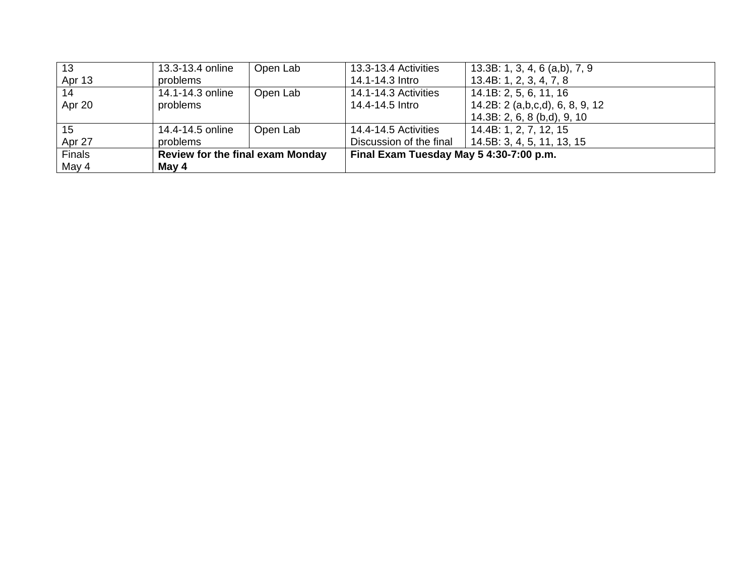| | | | | |
|---|---|---|---|---|
| 13<br>Apr 13 | 13.3-13.4 online problems | Open Lab | 13.3-13.4 Activities<br>14.1-14.3 Intro | 13.3B: 1, 3, 4, 6 (a,b), 7, 9<br>13.4B: 1, 2, 3, 4, 7, 8 |
| 14<br>Apr 20 | 14.1-14.3 online problems | Open Lab | 14.1-14.3 Activities<br>14.4-14.5 Intro | 14.1B: 2, 5, 6, 11, 16<br>14.2B: 2 (a,b,c,d), 6, 8, 9, 12<br>14.3B: 2, 6, 8 (b,d), 9, 10 |
| 15<br>Apr 27 | 14.4-14.5 online problems | Open Lab | 14.4-14.5 Activities<br>Discussion of the final | 14.4B: 1, 2, 7, 12, 15<br>14.5B: 3, 4, 5, 11, 13, 15 |
| Finals<br>May 4 | **Review for the final exam Monday May 4** | | **Final Exam Tuesday May 5 4:30-7:00 p.m.** | |